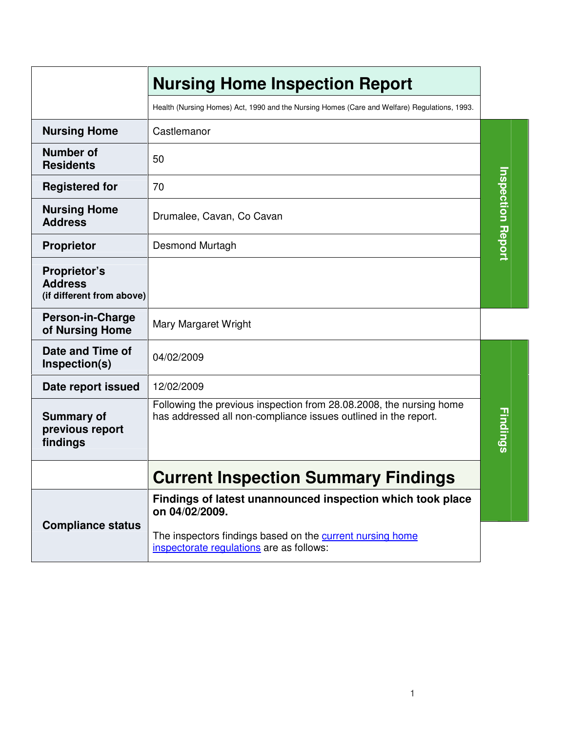# Nursing Home Inspection Report

Health (Nursing Homes) Act, 1990 and the Nursing Homes (Care and Welfare) Regulations, 1993.

| | |
|---|---|
| **Nursing Home** | Castlemanor |
| **Number of Residents** | 50 |
| **Registered for** | 70 |
| **Nursing Home Address** | Drumalee, Cavan, Co Cavan |
| **Proprietor** | Desmond Murtagh |
| **Proprietor's Address (if different from above)** | |
| **Person-in-Charge of Nursing Home** | Mary Margaret Wright |
| **Date and Time of Inspection(s)** | 04/02/2009 |
| **Date report issued** | 12/02/2009 |
| **Summary of previous report findings** | Following the previous inspection from 28.08.2008, the nursing home has addressed all non-compliance issues outlined in the report. |

## Current Inspection Summary Findings

| | |
|---|---|
| **Compliance status** | **Findings of latest unannounced inspection which took place on 04/02/2009.** The inspectors findings based on the current nursing home inspectorate regulations are as follows: |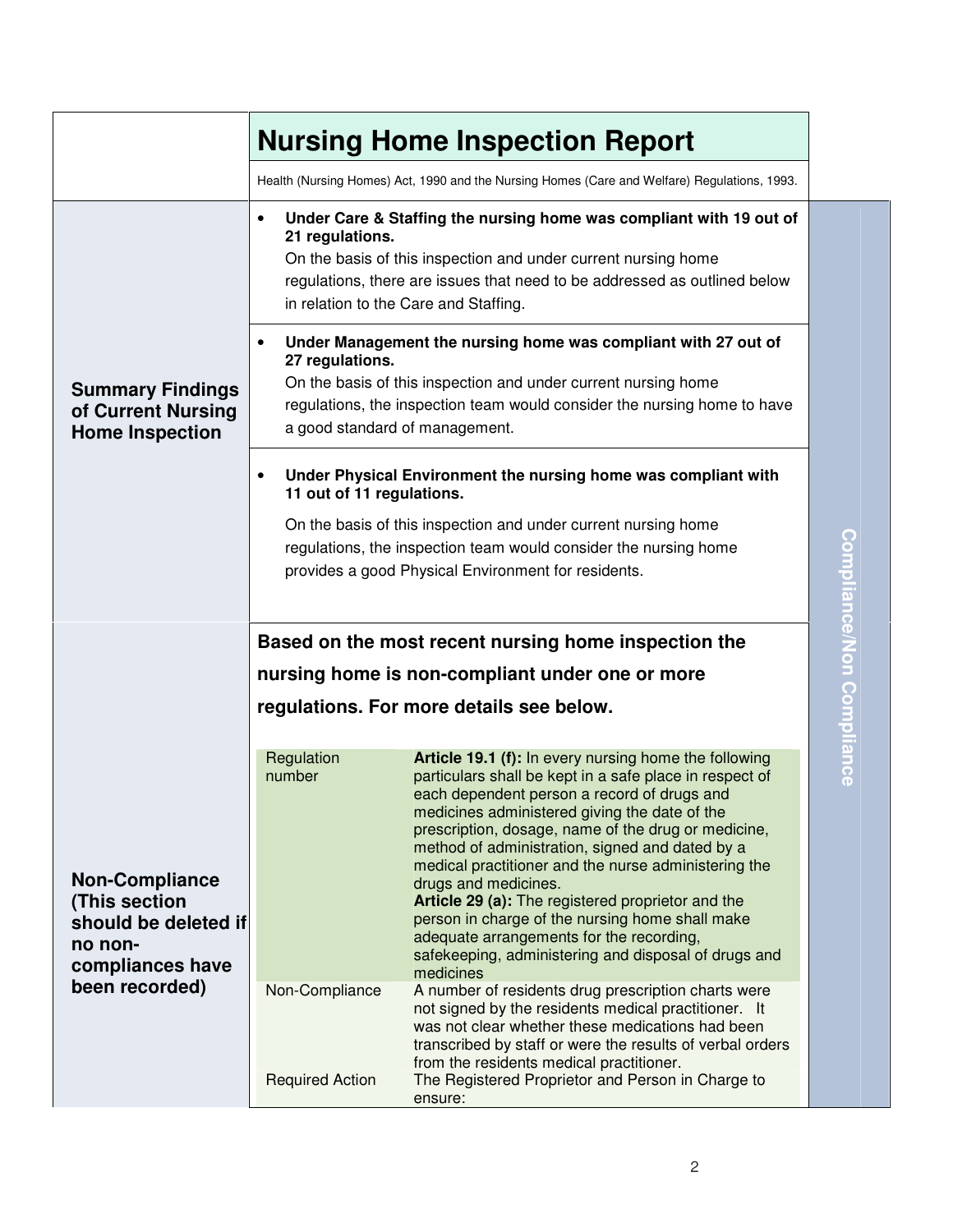# Nursing Home Inspection Report

Health (Nursing Homes) Act, 1990 and the Nursing Homes (Care and Welfare) Regulations, 1993.

## Summary Findings of Current Nursing Home Inspection

- **Under Care & Staffing the nursing home was compliant with 19 out of 21 regulations.**

  On the basis of this inspection and under current nursing home regulations, there are issues that need to be addressed as outlined below in relation to the Care and Staffing.

- **Under Management the nursing home was compliant with 27 out of 27 regulations.**

  On the basis of this inspection and under current nursing home regulations, the inspection team would consider the nursing home to have a good standard of management.

- **Under Physical Environment the nursing home was compliant with 11 out of 11 regulations.**

  On the basis of this inspection and under current nursing home regulations, the inspection team would consider the nursing home provides a good Physical Environment for residents.

## Compliance/Non Compliance

### Non-Compliance (This section should be deleted if no non-compliances have been recorded)

**Based on the most recent nursing home inspection the nursing home is non-compliant under one or more regulations. For more details see below.**

| | |
|---|---|
| Regulation number | **Article 19.1 (f):** In every nursing home the following particulars shall be kept in a safe place in respect of each dependent person a record of drugs and medicines administered giving the date of the prescription, dosage, name of the drug or medicine, method of administration, signed and dated by a medical practitioner and the nurse administering the drugs and medicines.<br>**Article 29 (a):** The registered proprietor and the person in charge of the nursing home shall make adequate arrangements for the recording, safekeeping, administering and disposal of drugs and medicines |
| Non-Compliance | A number of residents drug prescription charts were not signed by the residents medical practitioner. It was not clear whether these medications had been transcribed by staff or were the results of verbal orders from the residents medical practitioner. |
| Required Action | The Registered Proprietor and Person in Charge to ensure: |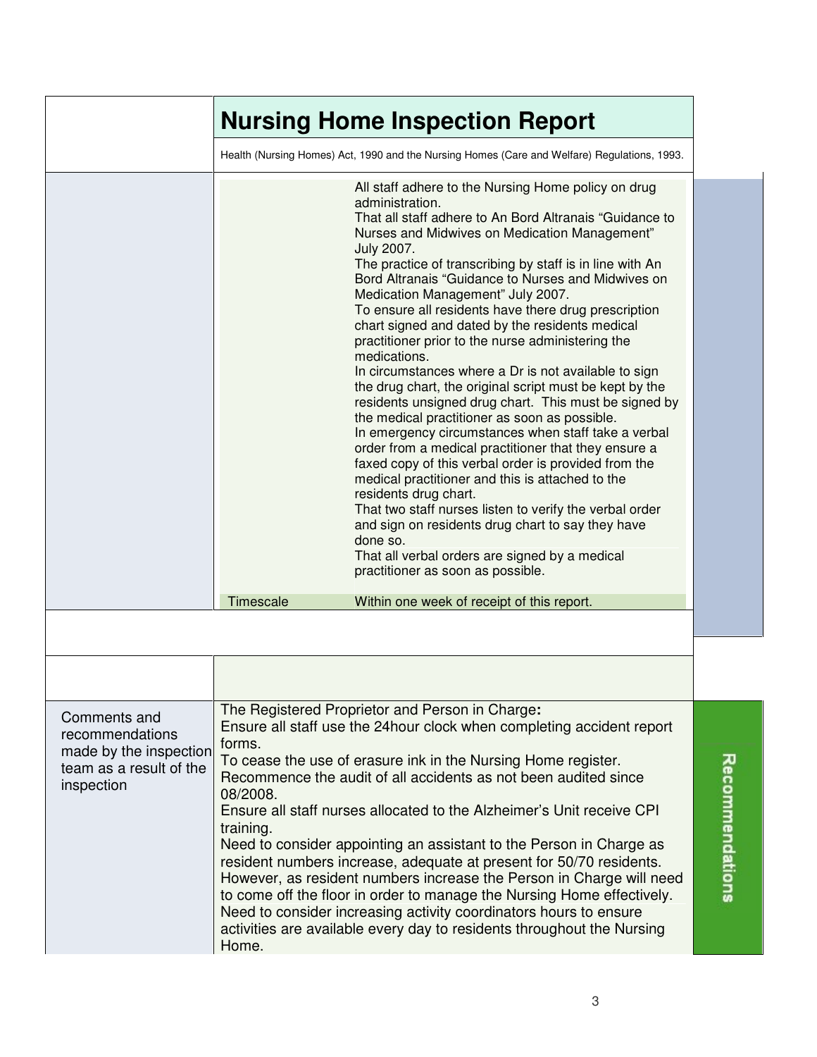# Nursing Home Inspection Report

Health (Nursing Homes) Act, 1990 and the Nursing Homes (Care and Welfare) Regulations, 1993.

| | |
|---|---|
| | All staff adhere to the Nursing Home policy on drug administration.<br>That all staff adhere to An Bord Altranais "Guidance to Nurses and Midwives on Medication Management" July 2007.<br>The practice of transcribing by staff is in line with An Bord Altranais "Guidance to Nurses and Midwives on Medication Management" July 2007.<br>To ensure all residents have there drug prescription chart signed and dated by the residents medical practitioner prior to the nurse administering the medications.<br>In circumstances where a Dr is not available to sign the drug chart, the original script must be kept by the residents unsigned drug chart. This must be signed by the medical practitioner as soon as possible.<br>In emergency circumstances when staff take a verbal order from a medical practitioner that they ensure a faxed copy of this verbal order is provided from the medical practitioner and this is attached to the residents drug chart.<br>That two staff nurses listen to verify the verbal order and sign on residents drug chart to say they have done so.<br>That all verbal orders are signed by a medical practitioner as soon as possible. |
| Timescale | Within one week of receipt of this report. |

## Recommendations

| | |
|---|---|
| Comments and recommendations made by the inspection team as a result of the inspection | The Registered Proprietor and Person in Charge:<br>Ensure all staff use the 24hour clock when completing accident report forms.<br>To cease the use of erasure ink in the Nursing Home register.<br>Recommence the audit of all accidents as not been audited since 08/2008.<br>Ensure all staff nurses allocated to the Alzheimer's Unit receive CPI training.<br>Need to consider appointing an assistant to the Person in Charge as resident numbers increase, adequate at present for 50/70 residents. However, as resident numbers increase the Person in Charge will need to come off the floor in order to manage the Nursing Home effectively.<br>Need to consider increasing activity coordinators hours to ensure activities are available every day to residents throughout the Nursing Home. |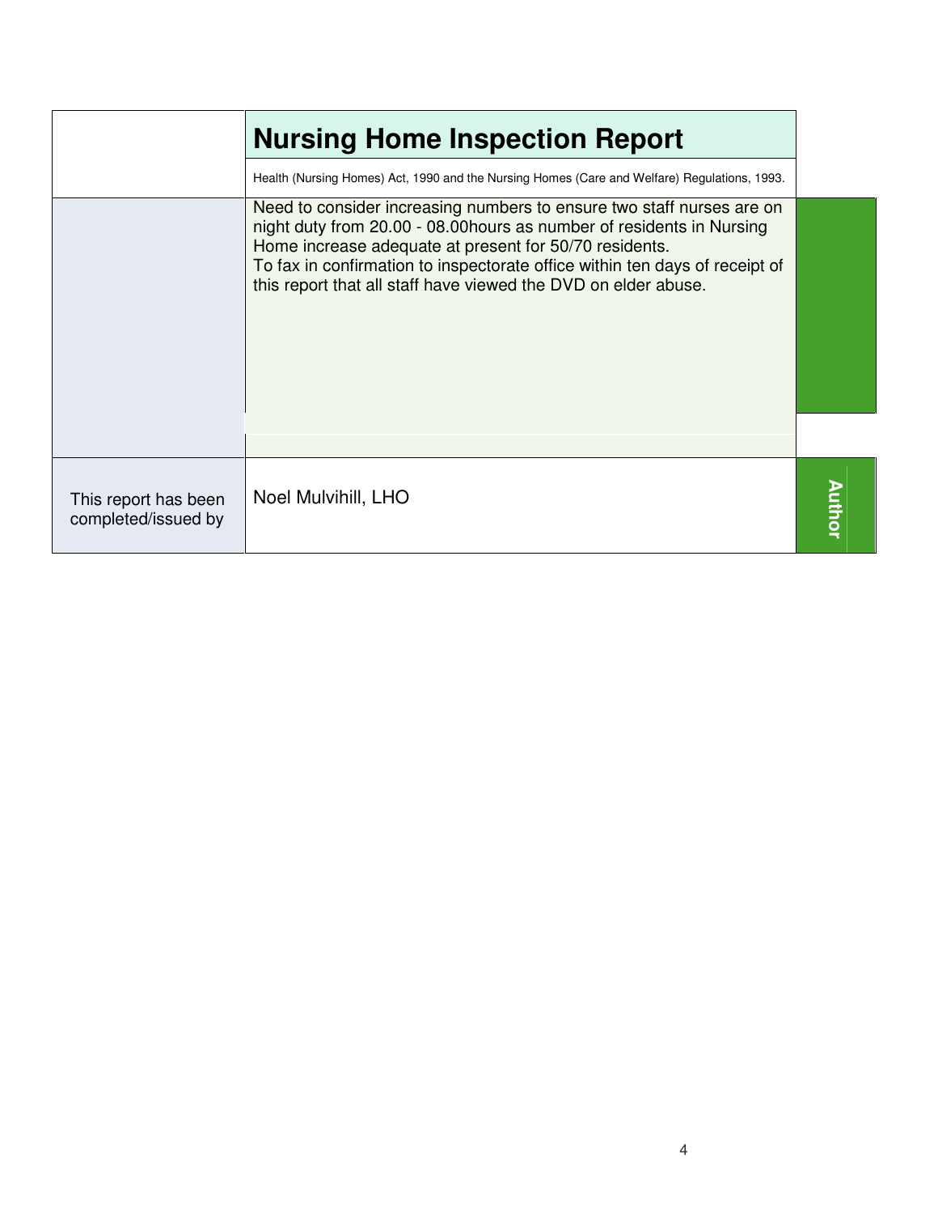# Nursing Home Inspection Report

Health (Nursing Homes) Act, 1990 and the Nursing Homes (Care and Welfare) Regulations, 1993.

| | | |
|---|---|---|
| | Need to consider increasing numbers to ensure two staff nurses are on night duty from 20.00 - 08.00hours as number of residents in Nursing Home increase adequate at present for 50/70 residents.<br>To fax in confirmation to inspectorate office within ten days of receipt of this report that all staff have viewed the DVD on elder abuse. | |
| This report has been completed/issued by | Noel Mulvihill, LHO | Author |